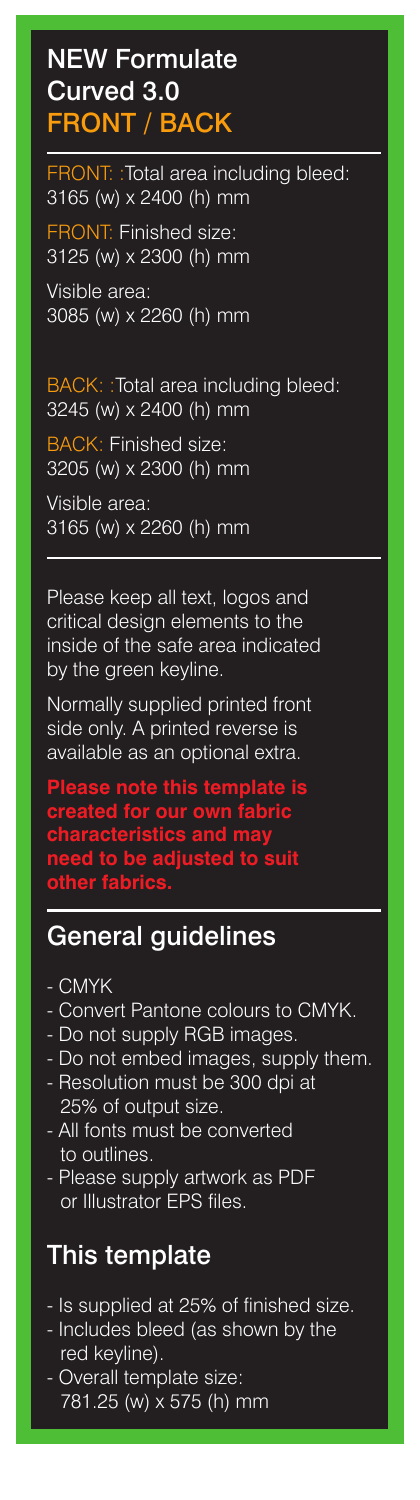# NEW Formulate Curved 3.0 FRONT / BACK

FRONT: :Total area including bleed:
3165 (w) x 2400 (h) mm

FRONT: Finished size:
3125 (w) x 2300 (h) mm

Visible area:
3085 (w) x 2260 (h) mm

BACK: :Total area including bleed:
3245 (w) x 2400 (h) mm

BACK: Finished size:
3205 (w) x 2300 (h) mm

Visible area:
3165 (w) x 2260 (h) mm

Please keep all text, logos and critical design elements to the inside of the safe area indicated by the green keyline.

Normally supplied printed front side only. A printed reverse is available as an optional extra.

**Please note this template is created for our own fabric characteristics and may need to be adjusted to suit other fabrics.**

## General guidelines

- CMYK
- Convert Pantone colours to CMYK.
- Do not supply RGB images.
- Do not embed images, supply them.
- Resolution must be 300 dpi at 25% of output size.
- All fonts must be converted to outlines.
- Please supply artwork as PDF or Illustrator EPS files.

## This template

- Is supplied at 25% of finished size.
- Includes bleed (as shown by the red keyline).
- Overall template size: 781.25 (w) x 575 (h) mm